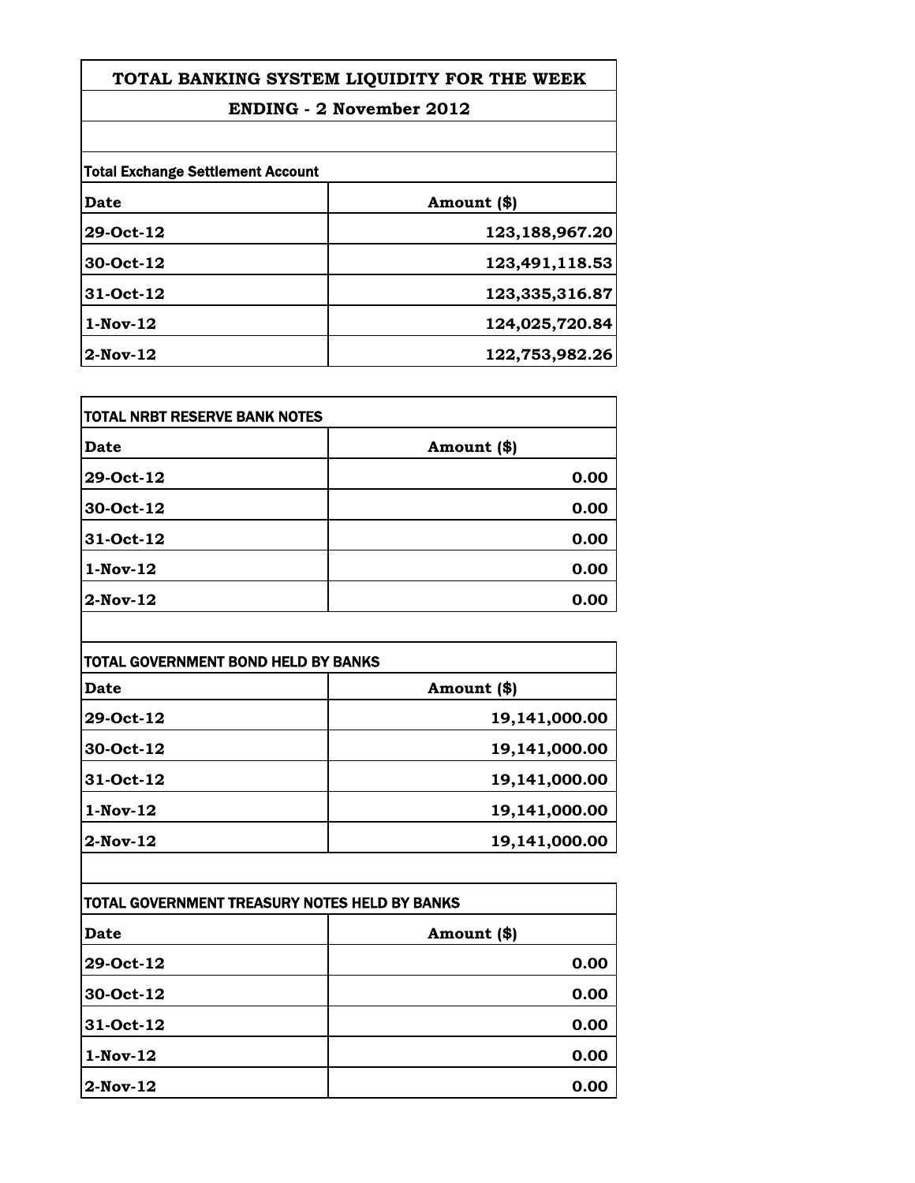# TOTAL BANKING SYSTEM LIQUIDITY FOR THE WEEK

## ENDING - 2 November 2012

**Total Exchange Settlement Account**

| Date | Amount ($) |
|---|---|
| 29-Oct-12 | 123,188,967.20 |
| 30-Oct-12 | 123,491,118.53 |
| 31-Oct-12 | 123,335,316.87 |
| 1-Nov-12 | 124,025,720.84 |
| 2-Nov-12 | 122,753,982.26 |

**TOTAL NRBT RESERVE BANK NOTES**

| Date | Amount ($) |
|---|---|
| 29-Oct-12 | 0.00 |
| 30-Oct-12 | 0.00 |
| 31-Oct-12 | 0.00 |
| 1-Nov-12 | 0.00 |
| 2-Nov-12 | 0.00 |

**TOTAL GOVERNMENT BOND HELD BY BANKS**

| Date | Amount ($) |
|---|---|
| 29-Oct-12 | 19,141,000.00 |
| 30-Oct-12 | 19,141,000.00 |
| 31-Oct-12 | 19,141,000.00 |
| 1-Nov-12 | 19,141,000.00 |
| 2-Nov-12 | 19,141,000.00 |

**TOTAL GOVERNMENT TREASURY NOTES HELD BY BANKS**

| Date | Amount ($) |
|---|---|
| 29-Oct-12 | 0.00 |
| 30-Oct-12 | 0.00 |
| 31-Oct-12 | 0.00 |
| 1-Nov-12 | 0.00 |
| 2-Nov-12 | 0.00 |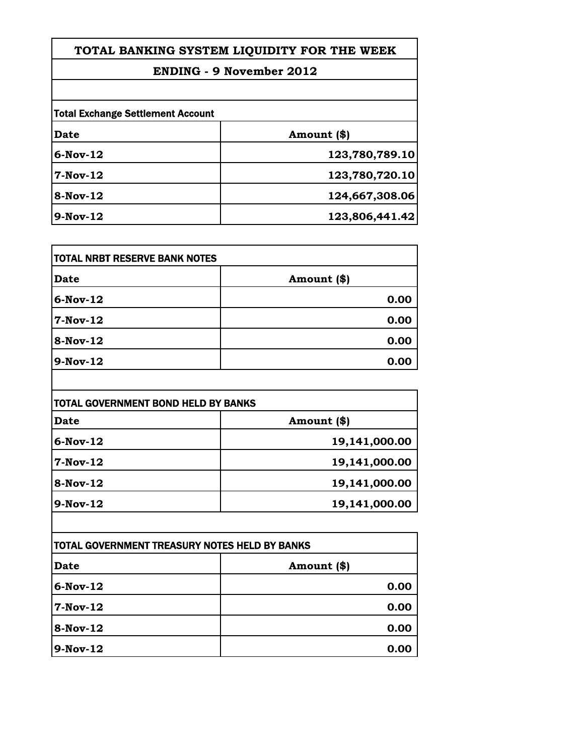# TOTAL BANKING SYSTEM LIQUIDITY FOR THE WEEK

## ENDING - 9 November 2012

**Total Exchange Settlement Account**

| Date | Amount ($) |
|---|---|
| 6-Nov-12 | 123,780,789.10 |
| 7-Nov-12 | 123,780,720.10 |
| 8-Nov-12 | 124,667,308.06 |
| 9-Nov-12 | 123,806,441.42 |

**TOTAL NRBT RESERVE BANK NOTES**

| Date | Amount ($) |
|---|---|
| 6-Nov-12 | 0.00 |
| 7-Nov-12 | 0.00 |
| 8-Nov-12 | 0.00 |
| 9-Nov-12 | 0.00 |

**TOTAL GOVERNMENT BOND HELD BY BANKS**

| Date | Amount ($) |
|---|---|
| 6-Nov-12 | 19,141,000.00 |
| 7-Nov-12 | 19,141,000.00 |
| 8-Nov-12 | 19,141,000.00 |
| 9-Nov-12 | 19,141,000.00 |

**TOTAL GOVERNMENT TREASURY NOTES HELD BY BANKS**

| Date | Amount ($) |
|---|---|
| 6-Nov-12 | 0.00 |
| 7-Nov-12 | 0.00 |
| 8-Nov-12 | 0.00 |
| 9-Nov-12 | 0.00 |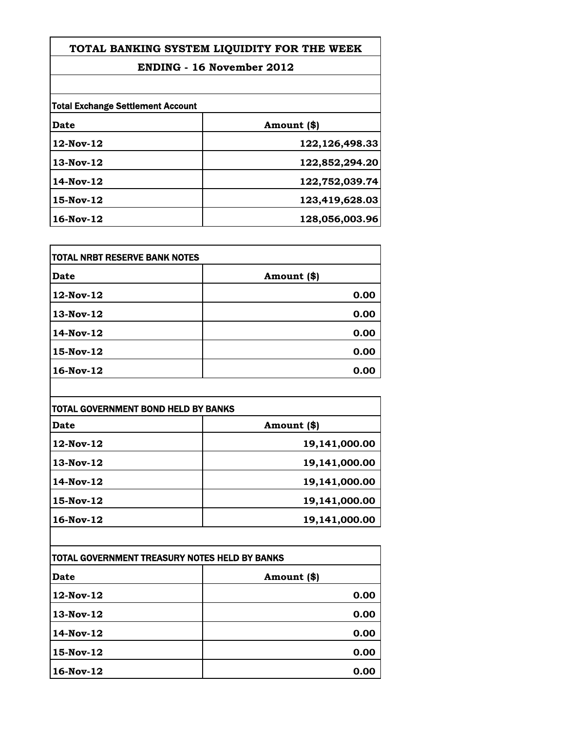# TOTAL BANKING SYSTEM LIQUIDITY FOR THE WEEK

## ENDING - 16 November 2012

**Total Exchange Settlement Account**

| Date | Amount ($) |
|---|---|
| 12-Nov-12 | 122,126,498.33 |
| 13-Nov-12 | 122,852,294.20 |
| 14-Nov-12 | 122,752,039.74 |
| 15-Nov-12 | 123,419,628.03 |
| 16-Nov-12 | 128,056,003.96 |

**TOTAL NRBT RESERVE BANK NOTES**

| Date | Amount ($) |
|---|---|
| 12-Nov-12 | 0.00 |
| 13-Nov-12 | 0.00 |
| 14-Nov-12 | 0.00 |
| 15-Nov-12 | 0.00 |
| 16-Nov-12 | 0.00 |

**TOTAL GOVERNMENT BOND HELD BY BANKS**

| Date | Amount ($) |
|---|---|
| 12-Nov-12 | 19,141,000.00 |
| 13-Nov-12 | 19,141,000.00 |
| 14-Nov-12 | 19,141,000.00 |
| 15-Nov-12 | 19,141,000.00 |
| 16-Nov-12 | 19,141,000.00 |

**TOTAL GOVERNMENT TREASURY NOTES HELD BY BANKS**

| Date | Amount ($) |
|---|---|
| 12-Nov-12 | 0.00 |
| 13-Nov-12 | 0.00 |
| 14-Nov-12 | 0.00 |
| 15-Nov-12 | 0.00 |
| 16-Nov-12 | 0.00 |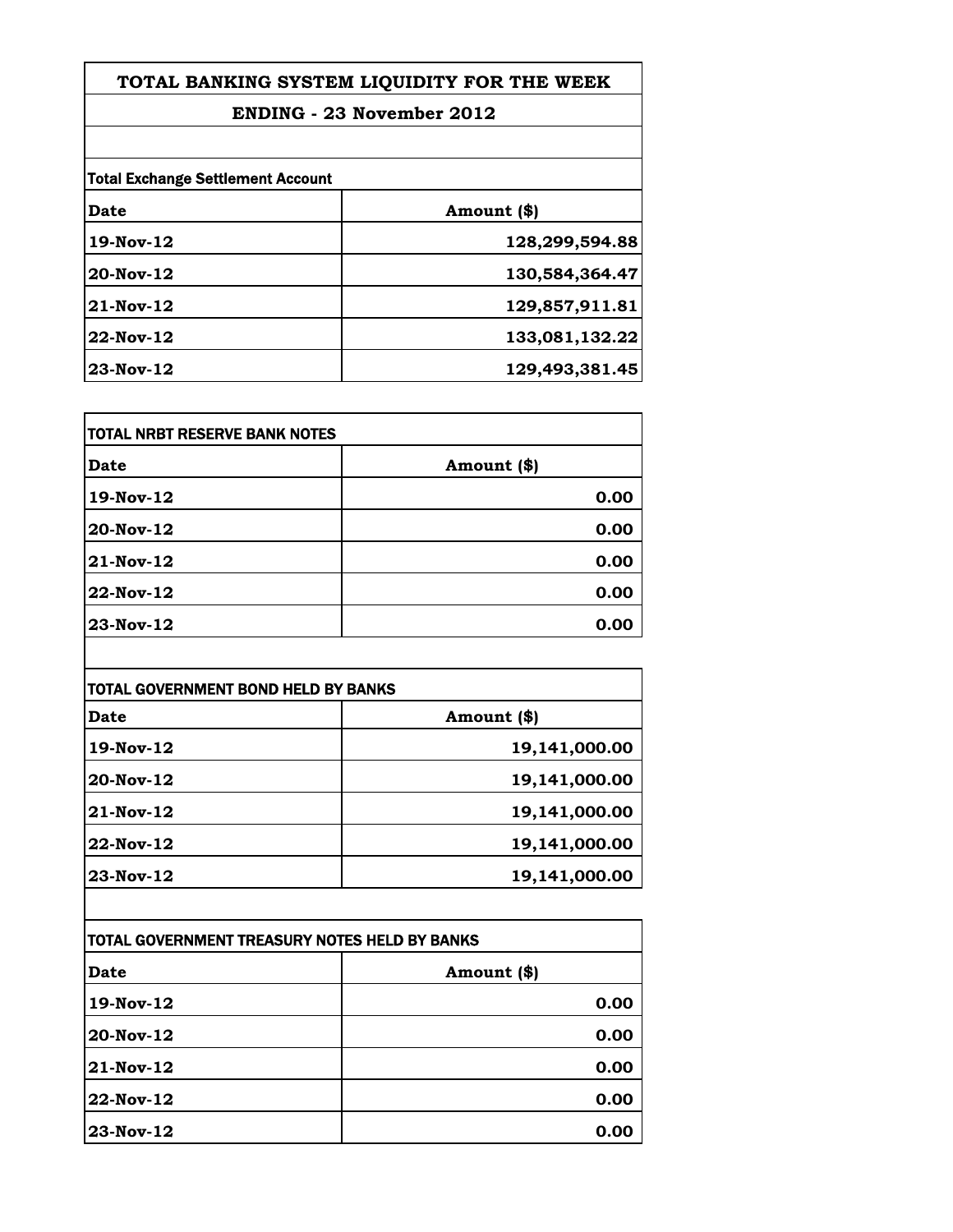# TOTAL BANKING SYSTEM LIQUIDITY FOR THE WEEK

## ENDING - 23 November 2012

**Total Exchange Settlement Account**

| Date | Amount ($) |
| --- | --- |
| 19-Nov-12 | 128,299,594.88 |
| 20-Nov-12 | 130,584,364.47 |
| 21-Nov-12 | 129,857,911.81 |
| 22-Nov-12 | 133,081,132.22 |
| 23-Nov-12 | 129,493,381.45 |

**TOTAL NRBT RESERVE BANK NOTES**

| Date | Amount ($) |
| --- | --- |
| 19-Nov-12 | 0.00 |
| 20-Nov-12 | 0.00 |
| 21-Nov-12 | 0.00 |
| 22-Nov-12 | 0.00 |
| 23-Nov-12 | 0.00 |

**TOTAL GOVERNMENT BOND HELD BY BANKS**

| Date | Amount ($) |
| --- | --- |
| 19-Nov-12 | 19,141,000.00 |
| 20-Nov-12 | 19,141,000.00 |
| 21-Nov-12 | 19,141,000.00 |
| 22-Nov-12 | 19,141,000.00 |
| 23-Nov-12 | 19,141,000.00 |

**TOTAL GOVERNMENT TREASURY NOTES HELD BY BANKS**

| Date | Amount ($) |
| --- | --- |
| 19-Nov-12 | 0.00 |
| 20-Nov-12 | 0.00 |
| 21-Nov-12 | 0.00 |
| 22-Nov-12 | 0.00 |
| 23-Nov-12 | 0.00 |